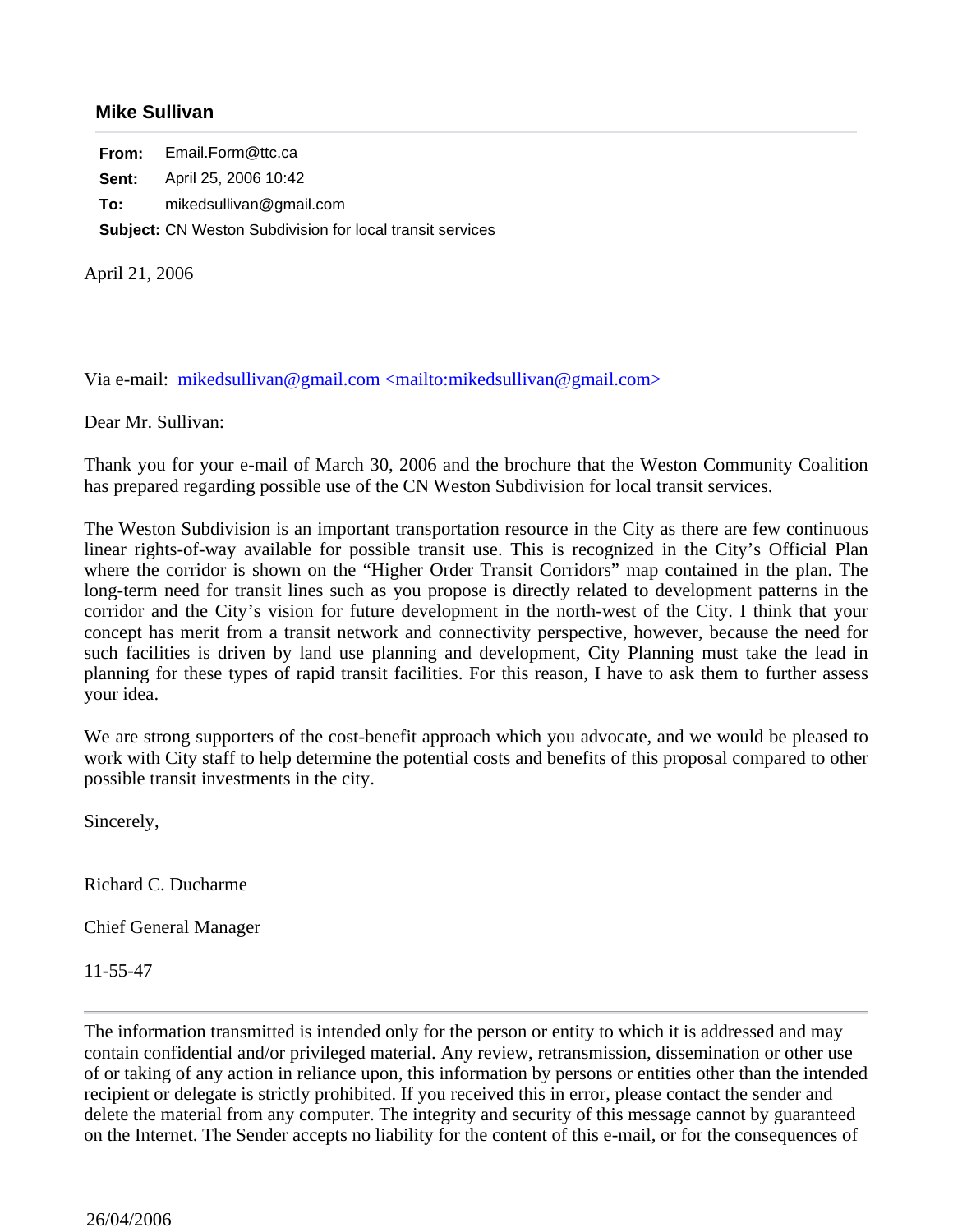## Mike Sullivan

**From:** Email.Form@ttc.ca

**Sent:** April 25, 2006 10:42

**To:** mikedsullivan@gmail.com

**Subject:** CN Weston Subdivision for local transit services

April 21, 2006

Via e-mail: mikedsullivan@gmail.com <mailto:mikedsullivan@gmail.com>

Dear Mr. Sullivan:

Thank you for your e-mail of March 30, 2006 and the brochure that the Weston Community Coalition has prepared regarding possible use of the CN Weston Subdivision for local transit services.

The Weston Subdivision is an important transportation resource in the City as there are few continuous linear rights-of-way available for possible transit use. This is recognized in the City's Official Plan where the corridor is shown on the "Higher Order Transit Corridors" map contained in the plan. The long-term need for transit lines such as you propose is directly related to development patterns in the corridor and the City's vision for future development in the north-west of the City. I think that your concept has merit from a transit network and connectivity perspective, however, because the need for such facilities is driven by land use planning and development, City Planning must take the lead in planning for these types of rapid transit facilities. For this reason, I have to ask them to further assess your idea.

We are strong supporters of the cost-benefit approach which you advocate, and we would be pleased to work with City staff to help determine the potential costs and benefits of this proposal compared to other possible transit investments in the city.

Sincerely,

Richard C. Ducharme

Chief General Manager

11-55-47

---

The information transmitted is intended only for the person or entity to which it is addressed and may contain confidential and/or privileged material. Any review, retransmission, dissemination or other use of or taking of any action in reliance upon, this information by persons or entities other than the intended recipient or delegate is strictly prohibited. If you received this in error, please contact the sender and delete the material from any computer. The integrity and security of this message cannot by guaranteed on the Internet. The Sender accepts no liability for the content of this e-mail, or for the consequences of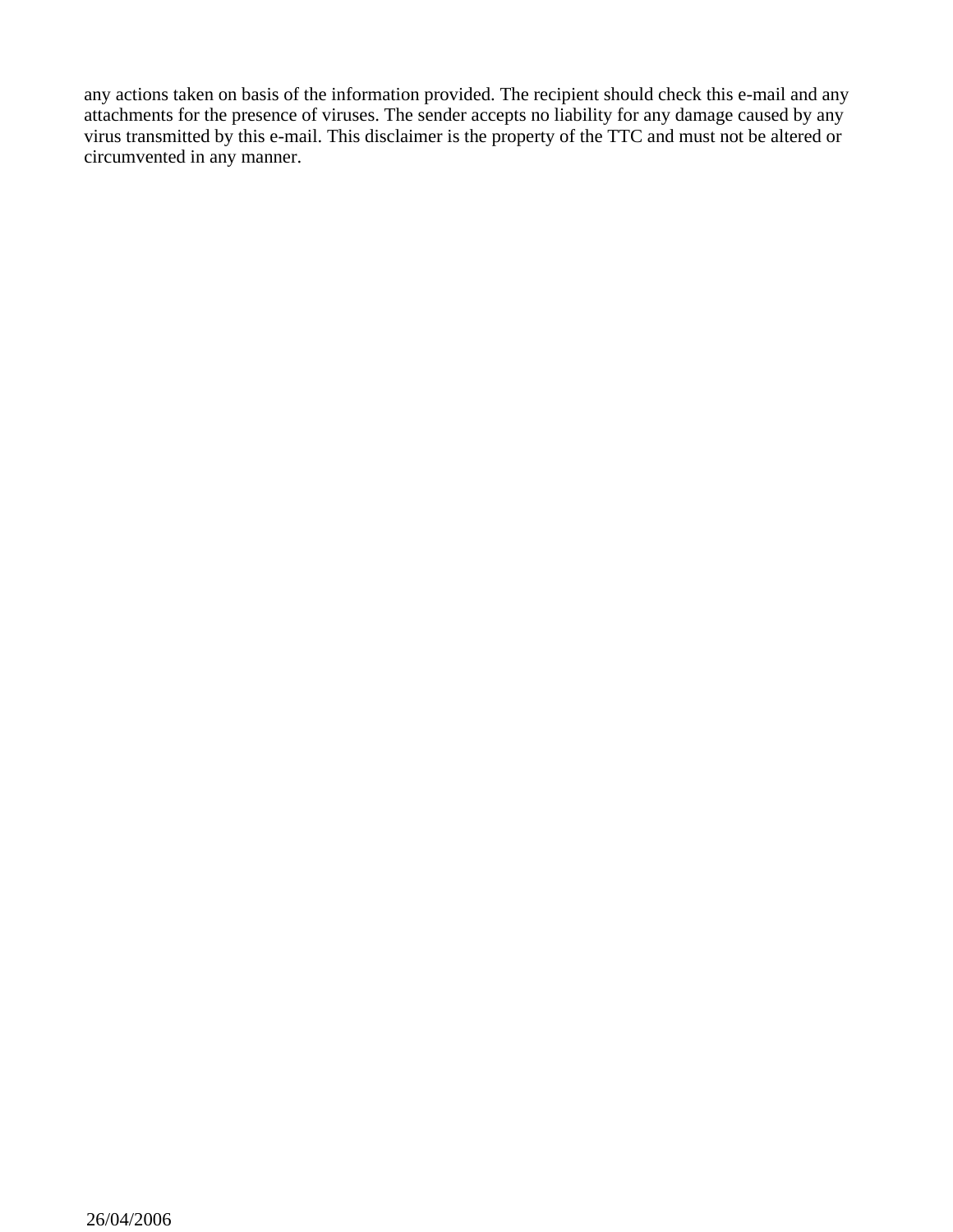any actions taken on basis of the information provided. The recipient should check this e-mail and any attachments for the presence of viruses. The sender accepts no liability for any damage caused by any virus transmitted by this e-mail. This disclaimer is the property of the TTC and must not be altered or circumvented in any manner.